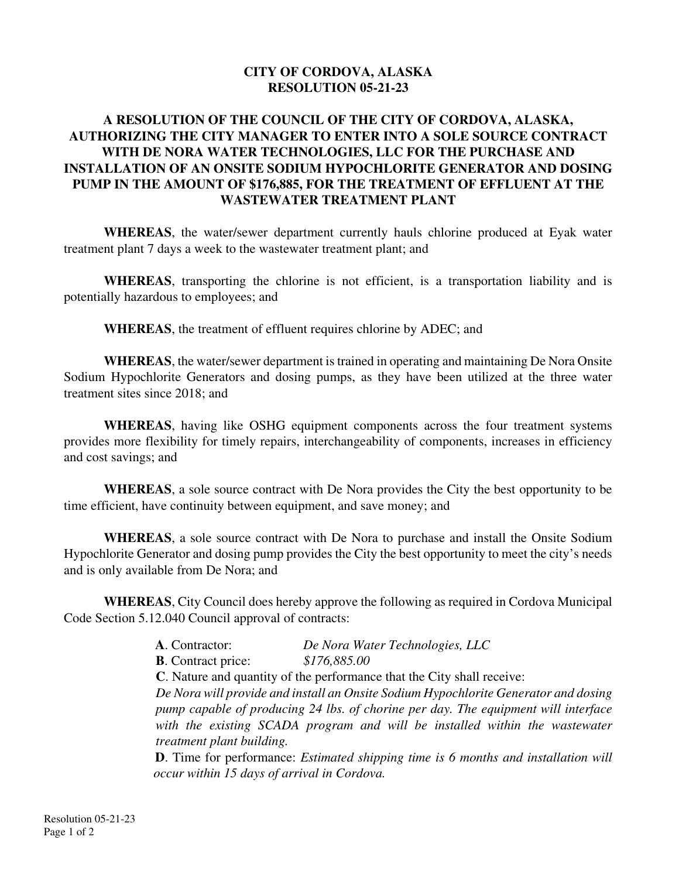# CITY OF CORDOVA, ALASKA
# RESOLUTION 05-21-23

## A RESOLUTION OF THE COUNCIL OF THE CITY OF CORDOVA, ALASKA, AUTHORIZING THE CITY MANAGER TO ENTER INTO A SOLE SOURCE CONTRACT WITH DE NORA WATER TECHNOLOGIES, LLC FOR THE PURCHASE AND INSTALLATION OF AN ONSITE SODIUM HYPOCHLORITE GENERATOR AND DOSING PUMP IN THE AMOUNT OF $176,885, FOR THE TREATMENT OF EFFLUENT AT THE WASTEWATER TREATMENT PLANT

**WHEREAS**, the water/sewer department currently hauls chlorine produced at Eyak water treatment plant 7 days a week to the wastewater treatment plant; and

**WHEREAS**, transporting the chlorine is not efficient, is a transportation liability and is potentially hazardous to employees; and

**WHEREAS**, the treatment of effluent requires chlorine by ADEC; and

**WHEREAS**, the water/sewer department is trained in operating and maintaining De Nora Onsite Sodium Hypochlorite Generators and dosing pumps, as they have been utilized at the three water treatment sites since 2018; and

**WHEREAS**, having like OSHG equipment components across the four treatment systems provides more flexibility for timely repairs, interchangeability of components, increases in efficiency and cost savings; and

**WHEREAS**, a sole source contract with De Nora provides the City the best opportunity to be time efficient, have continuity between equipment, and save money; and

**WHEREAS**, a sole source contract with De Nora to purchase and install the Onsite Sodium Hypochlorite Generator and dosing pump provides the City the best opportunity to meet the city's needs and is only available from De Nora; and

**WHEREAS**, City Council does hereby approve the following as required in Cordova Municipal Code Section 5.12.040 Council approval of contracts:

**A**. Contractor: *De Nora Water Technologies, LLC*

**B**. Contract price: *$176,885.00*

**C**. Nature and quantity of the performance that the City shall receive:
*De Nora will provide and install an Onsite Sodium Hypochlorite Generator and dosing pump capable of producing 24 lbs. of chorine per day. The equipment will interface with the existing SCADA program and will be installed within the wastewater treatment plant building.*

**D**. Time for performance: *Estimated shipping time is 6 months and installation will occur within 15 days of arrival in Cordova.*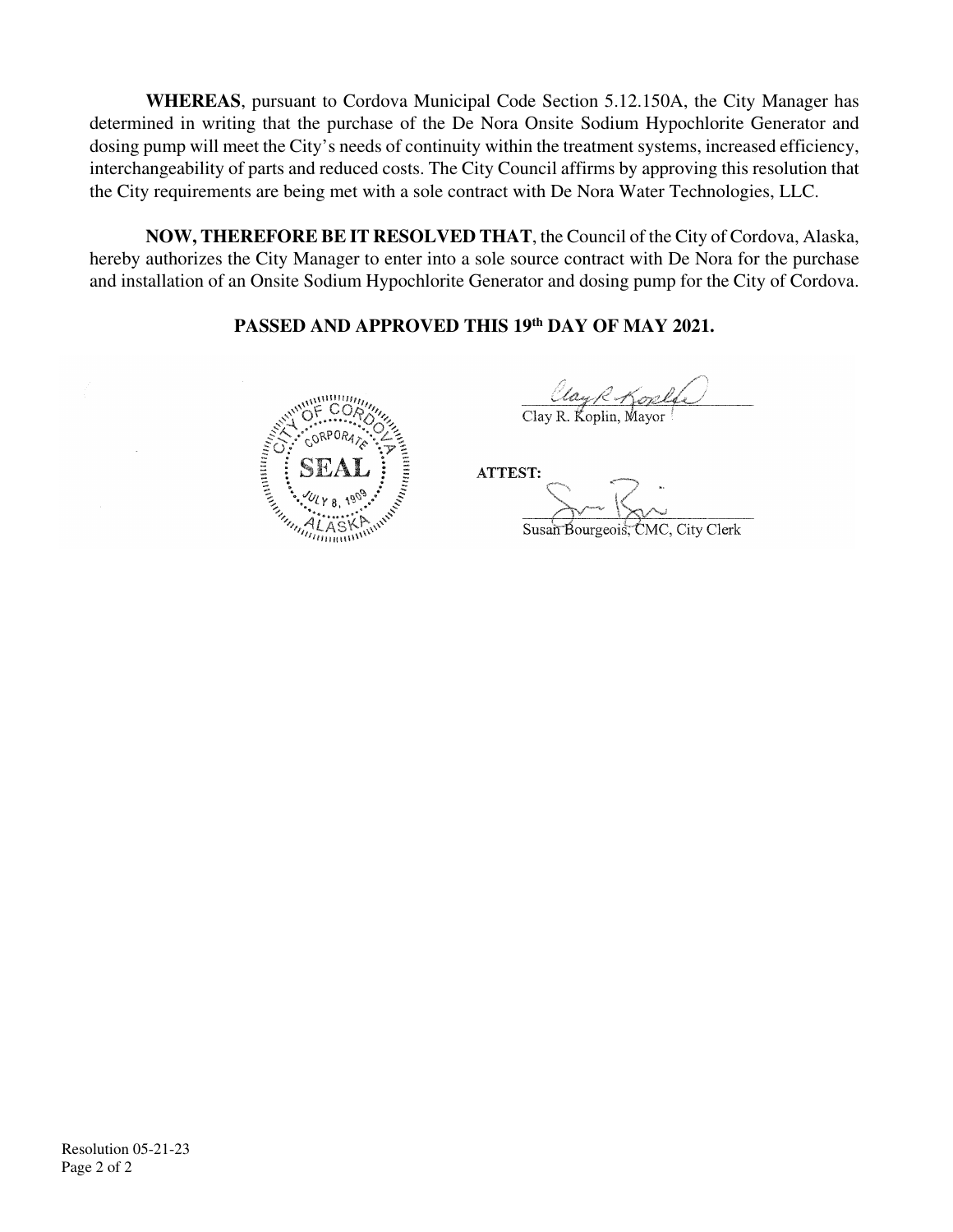**WHEREAS**, pursuant to Cordova Municipal Code Section 5.12.150A, the City Manager has determined in writing that the purchase of the De Nora Onsite Sodium Hypochlorite Generator and dosing pump will meet the City's needs of continuity within the treatment systems, increased efficiency, interchangeability of parts and reduced costs. The City Council affirms by approving this resolution that the City requirements are being met with a sole contract with De Nora Water Technologies, LLC.

**NOW, THEREFORE BE IT RESOLVED THAT**, the Council of the City of Cordova, Alaska, hereby authorizes the City Manager to enter into a sole source contract with De Nora for the purchase and installation of an Onsite Sodium Hypochlorite Generator and dosing pump for the City of Cordova.

**PASSED AND APPROVED THIS 19th DAY OF MAY 2021.**

CITY OF CORDOVA CORPORATE SEAL JULY 8, 1909 ALASKA

Clay R. Koplin, Mayor

**ATTEST:**

Susan Bourgeois, CMC, City Clerk

Resolution 05-21-23